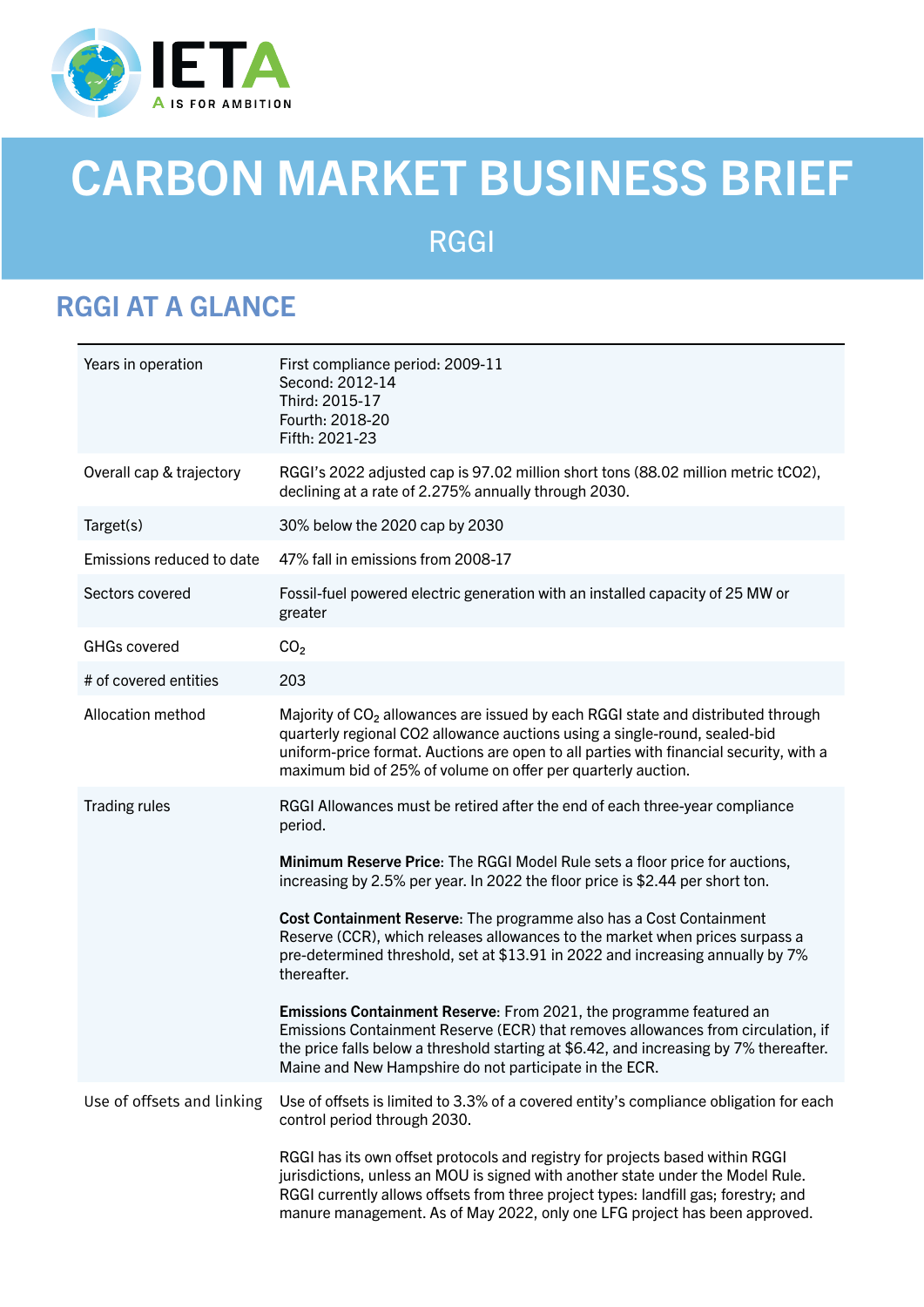# CARBON MARKET BUSINESS BRIEF

## RGGI

## RGGI AT A GLANCE

| | |
|---|---|
| Years in operation | First compliance period: 2009-11<br>Second: 2012-14<br>Third: 2015-17<br>Fourth: 2018-20<br>Fifth: 2021-23 |
| Overall cap & trajectory | RGGI's 2022 adjusted cap is 97.02 million short tons (88.02 million metric tCO2), declining at a rate of 2.275% annually through 2030. |
| Target(s) | 30% below the 2020 cap by 2030 |
| Emissions reduced to date | 47% fall in emissions from 2008-17 |
| Sectors covered | Fossil-fuel powered electric generation with an installed capacity of 25 MW or greater |
| GHGs covered | $CO_2$ |
| # of covered entities | 203 |
| Allocation method | Majority of $CO_2$ allowances are issued by each RGGI state and distributed through quarterly regional CO2 allowance auctions using a single-round, sealed-bid uniform-price format. Auctions are open to all parties with financial security, with a maximum bid of 25% of volume on offer per quarterly auction. |
| Trading rules | RGGI Allowances must be retired after the end of each three-year compliance period.<br><br>**Minimum Reserve Price**: The RGGI Model Rule sets a floor price for auctions, increasing by 2.5% per year. In 2022 the floor price is $2.44 per short ton.<br><br>**Cost Containment Reserve**: The programme also has a Cost Containment Reserve (CCR), which releases allowances to the market when prices surpass a pre-determined threshold, set at $13.91 in 2022 and increasing annually by 7% thereafter.<br><br>**Emissions Containment Reserve**: From 2021, the programme featured an Emissions Containment Reserve (ECR) that removes allowances from circulation, if the price falls below a threshold starting at $6.42, and increasing by 7% thereafter. Maine and New Hampshire do not participate in the ECR. |
| Use of offsets and linking | Use of offsets is limited to 3.3% of a covered entity's compliance obligation for each control period through 2030.<br><br>RGGI has its own offset protocols and registry for projects based within RGGI jurisdictions, unless an MOU is signed with another state under the Model Rule. RGGI currently allows offsets from three project types: landfill gas; forestry; and manure management. As of May 2022, only one LFG project has been approved. |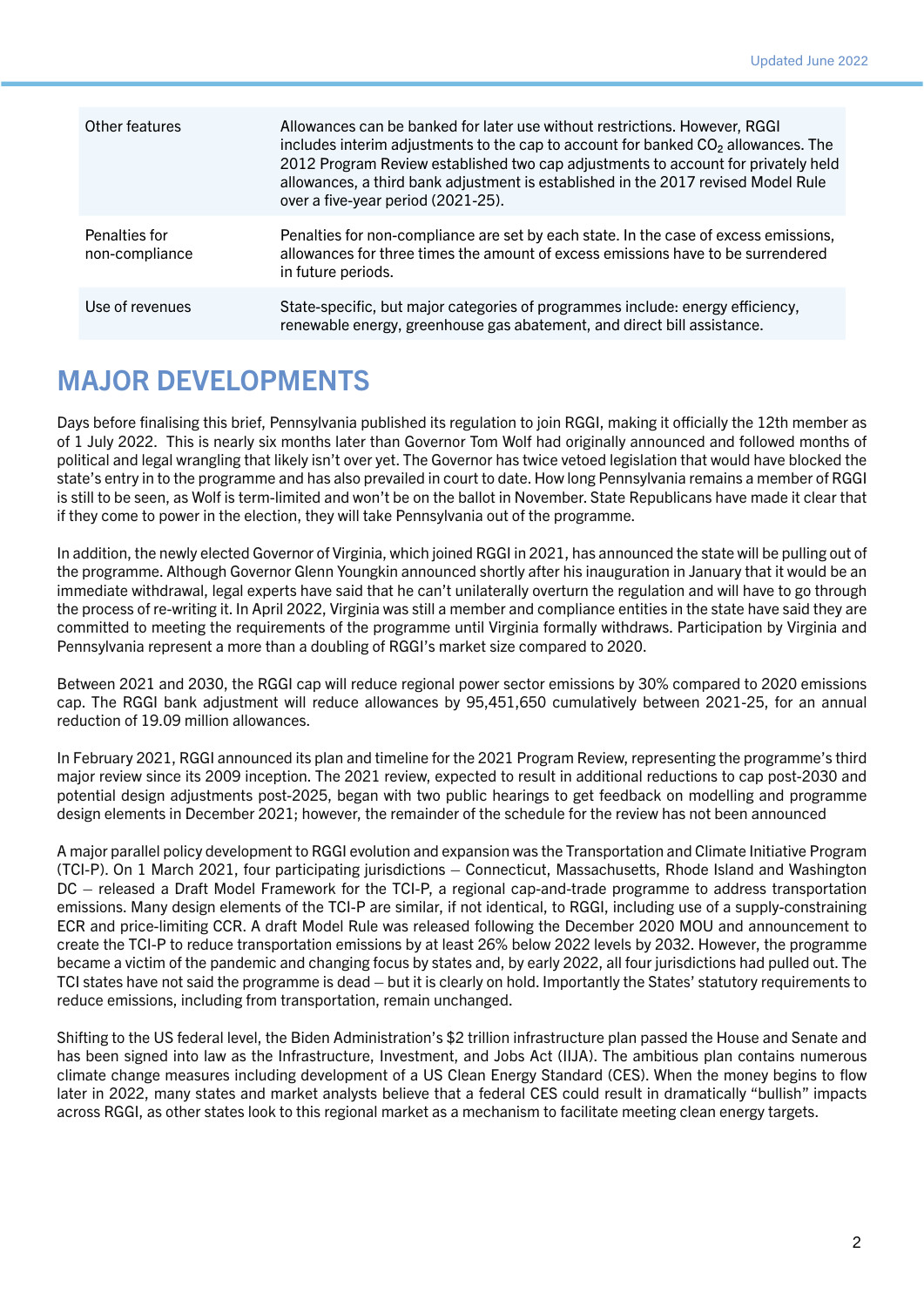| | |
|---|---|
| Other features | Allowances can be banked for later use without restrictions. However, RGGI includes interim adjustments to the cap to account for banked $CO_2$ allowances. The 2012 Program Review established two cap adjustments to account for privately held allowances, a third bank adjustment is established in the 2017 revised Model Rule over a five-year period (2021-25). |
| Penalties for non-compliance | Penalties for non-compliance are set by each state. In the case of excess emissions, allowances for three times the amount of excess emissions have to be surrendered in future periods. |
| Use of revenues | State-specific, but major categories of programmes include: energy efficiency, renewable energy, greenhouse gas abatement, and direct bill assistance. |

# MAJOR DEVELOPMENTS

Days before finalising this brief, Pennsylvania published its regulation to join RGGI, making it officially the 12th member as of 1 July 2022. This is nearly six months later than Governor Tom Wolf had originally announced and followed months of political and legal wrangling that likely isn't over yet. The Governor has twice vetoed legislation that would have blocked the state's entry in to the programme and has also prevailed in court to date. How long Pennsylvania remains a member of RGGI is still to be seen, as Wolf is term-limited and won't be on the ballot in November. State Republicans have made it clear that if they come to power in the election, they will take Pennsylvania out of the programme.

In addition, the newly elected Governor of Virginia, which joined RGGI in 2021, has announced the state will be pulling out of the programme. Although Governor Glenn Youngkin announced shortly after his inauguration in January that it would be an immediate withdrawal, legal experts have said that he can't unilaterally overturn the regulation and will have to go through the process of re-writing it. In April 2022, Virginia was still a member and compliance entities in the state have said they are committed to meeting the requirements of the programme until Virginia formally withdraws. Participation by Virginia and Pennsylvania represent a more than a doubling of RGGI's market size compared to 2020.

Between 2021 and 2030, the RGGI cap will reduce regional power sector emissions by 30% compared to 2020 emissions cap. The RGGI bank adjustment will reduce allowances by 95,451,650 cumulatively between 2021-25, for an annual reduction of 19.09 million allowances.

In February 2021, RGGI announced its plan and timeline for the 2021 Program Review, representing the programme's third major review since its 2009 inception. The 2021 review, expected to result in additional reductions to cap post-2030 and potential design adjustments post-2025, began with two public hearings to get feedback on modelling and programme design elements in December 2021; however, the remainder of the schedule for the review has not been announced

A major parallel policy development to RGGI evolution and expansion was the Transportation and Climate Initiative Program (TCI-P). On 1 March 2021, four participating jurisdictions – Connecticut, Massachusetts, Rhode Island and Washington DC – released a Draft Model Framework for the TCI-P, a regional cap-and-trade programme to address transportation emissions. Many design elements of the TCI-P are similar, if not identical, to RGGI, including use of a supply-constraining ECR and price-limiting CCR. A draft Model Rule was released following the December 2020 MOU and announcement to create the TCI-P to reduce transportation emissions by at least 26% below 2022 levels by 2032. However, the programme became a victim of the pandemic and changing focus by states and, by early 2022, all four jurisdictions had pulled out. The TCI states have not said the programme is dead – but it is clearly on hold. Importantly the States' statutory requirements to reduce emissions, including from transportation, remain unchanged.

Shifting to the US federal level, the Biden Administration's $2 trillion infrastructure plan passed the House and Senate and has been signed into law as the Infrastructure, Investment, and Jobs Act (IIJA). The ambitious plan contains numerous climate change measures including development of a US Clean Energy Standard (CES). When the money begins to flow later in 2022, many states and market analysts believe that a federal CES could result in dramatically "bullish" impacts across RGGI, as other states look to this regional market as a mechanism to facilitate meeting clean energy targets.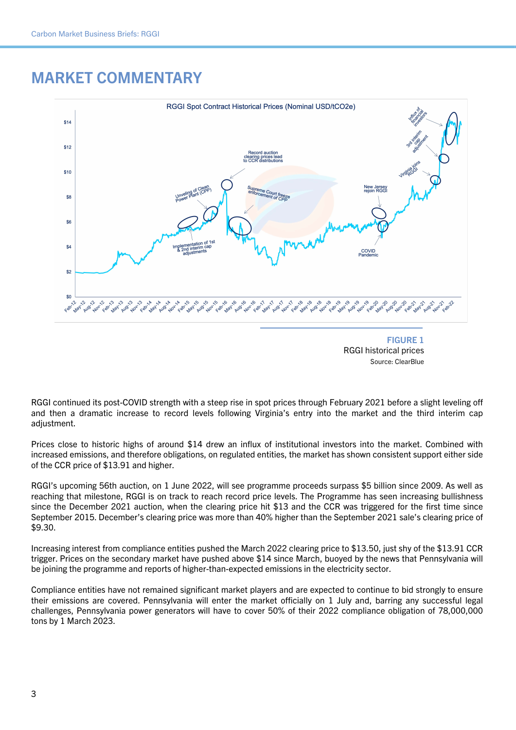## MARKET COMMENTARY

**FIGURE 1**
RGGI historical prices
Source: ClearBlue

RGGI continued its post-COVID strength with a steep rise in spot prices through February 2021 before a slight leveling off and then a dramatic increase to record levels following Virginia's entry into the market and the third interim cap adjustment.

Prices close to historic highs of around $14 drew an influx of institutional investors into the market. Combined with increased emissions, and therefore obligations, on regulated entities, the market has shown consistent support either side of the CCR price of $13.91 and higher.

RGGI's upcoming 56th auction, on 1 June 2022, will see programme proceeds surpass $5 billion since 2009. As well as reaching that milestone, RGGI is on track to reach record price levels. The Programme has seen increasing bullishness since the December 2021 auction, when the clearing price hit $13 and the CCR was triggered for the first time since September 2015. December's clearing price was more than 40% higher than the September 2021 sale's clearing price of $9.30.

Increasing interest from compliance entities pushed the March 2022 clearing price to $13.50, just shy of the $13.91 CCR trigger. Prices on the secondary market have pushed above $14 since March, buoyed by the news that Pennsylvania will be joining the programme and reports of higher-than-expected emissions in the electricity sector.

Compliance entities have not remained significant market players and are expected to continue to bid strongly to ensure their emissions are covered. Pennsylvania will enter the market officially on 1 July and, barring any successful legal challenges, Pennsylvania power generators will have to cover 50% of their 2022 compliance obligation of 78,000,000 tons by 1 March 2023.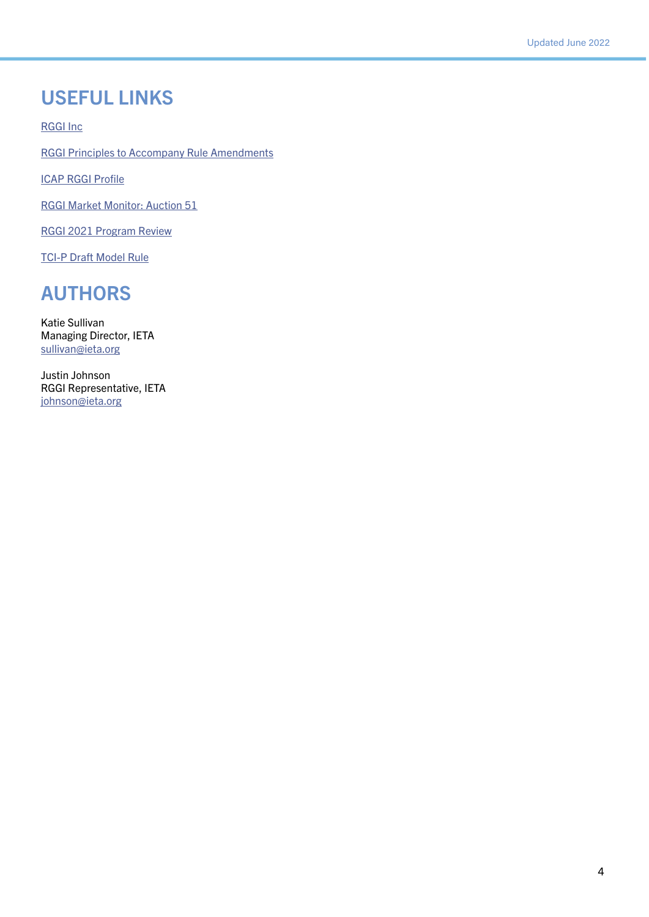## USEFUL LINKS

RGGI Inc

RGGI Principles to Accompany Rule Amendments

ICAP RGGI Profile

RGGI Market Monitor: Auction 51

RGGI 2021 Program Review

TCI-P Draft Model Rule

## AUTHORS

Katie Sullivan
Managing Director, IETA
sullivan@ieta.org

Justin Johnson
RGGI Representative, IETA
johnson@ieta.org